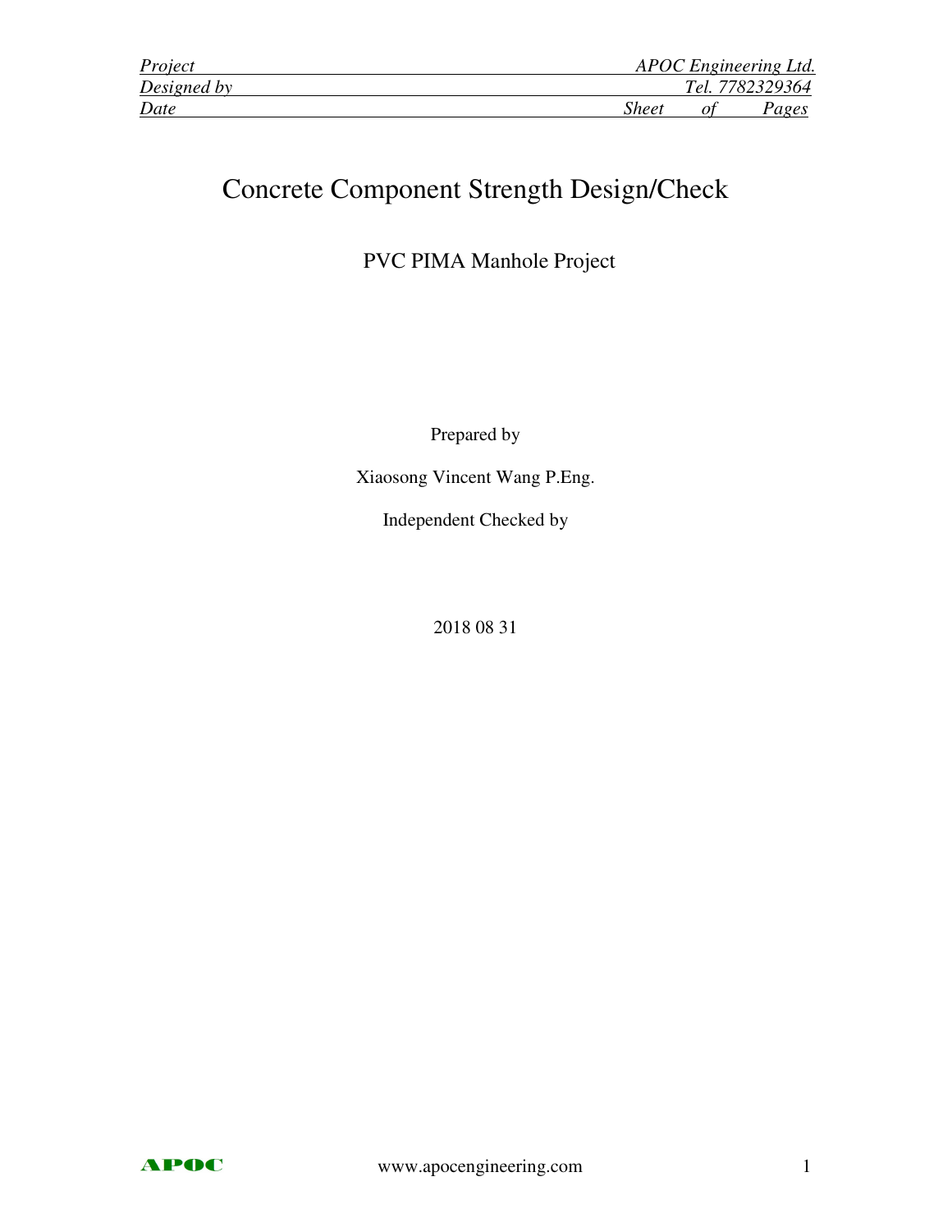# Concrete Component Strength Design/Check

PVC PIMA Manhole Project

Prepared by

Xiaosong Vincent Wang P.Eng.

Independent Checked by

2018 08 31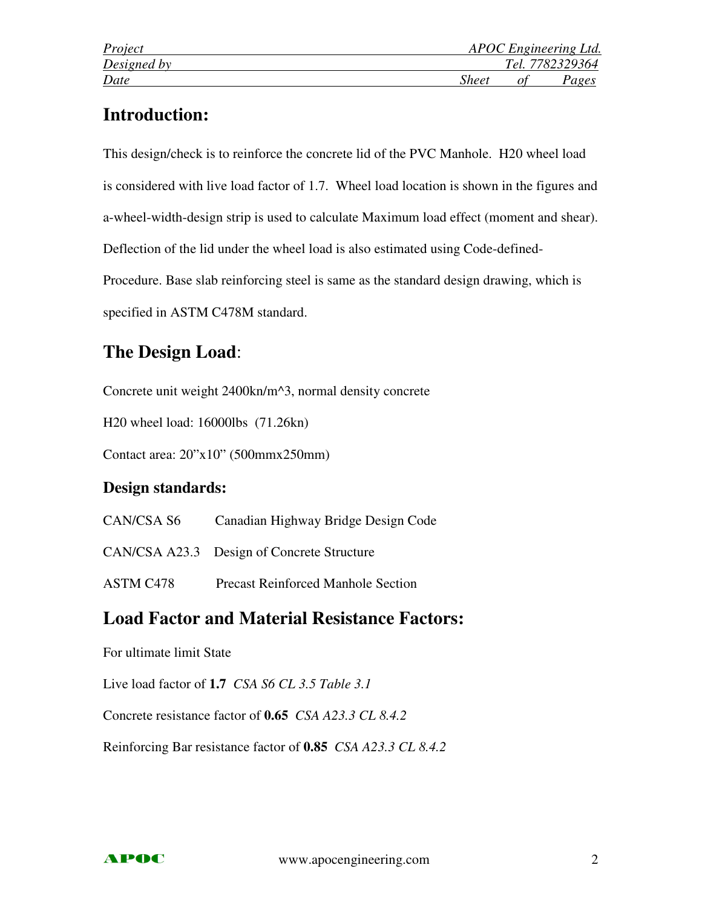## Introduction:

This design/check is to reinforce the concrete lid of the PVC Manhole. H20 wheel load is considered with live load factor of 1.7. Wheel load location is shown in the figures and a-wheel-width-design strip is used to calculate Maximum load effect (moment and shear). Deflection of the lid under the wheel load is also estimated using Code-defined-Procedure. Base slab reinforcing steel is same as the standard design drawing, which is specified in ASTM C478M standard.

## The Design Load:

Concrete unit weight 2400kn/m^3, normal density concrete

H20 wheel load: 16000lbs (71.26kn)

Contact area: 20"x10" (500mmx250mm)

### Design standards:

CAN/CSA S6 Canadian Highway Bridge Design Code

CAN/CSA A23.3 Design of Concrete Structure

ASTM C478 Precast Reinforced Manhole Section

## Load Factor and Material Resistance Factors:

For ultimate limit State

Live load factor of **1.7** *CSA S6 CL 3.5 Table 3.1*

Concrete resistance factor of **0.65** *CSA A23.3 CL 8.4.2*

Reinforcing Bar resistance factor of **0.85** *CSA A23.3 CL 8.4.2*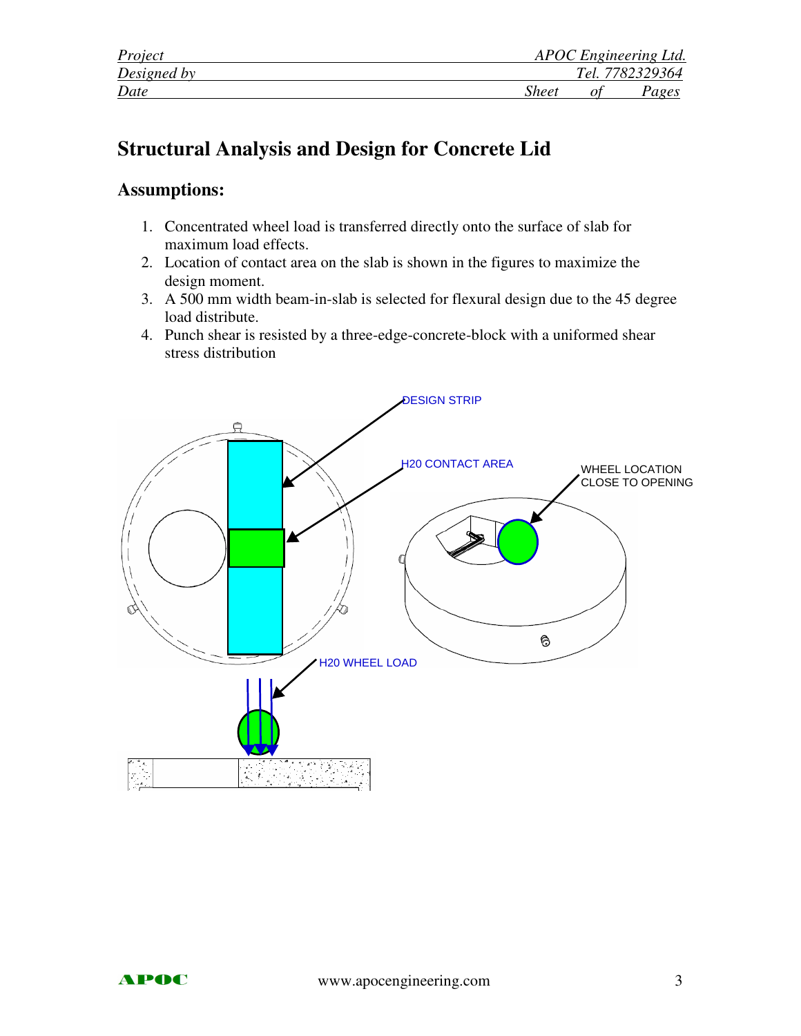## Structural Analysis and Design for Concrete Lid

### Assumptions:

1. Concentrated wheel load is transferred directly onto the surface of slab for maximum load effects.
2. Location of contact area on the slab is shown in the figures to maximize the design moment.
3. A 500 mm width beam-in-slab is selected for flexural design due to the 45 degree load distribute.
4. Punch shear is resisted by a three-edge-concrete-block with a uniformed shear stress distribution

DESIGN STRIP

H20 CONTACT AREA

WHEEL LOCATION CLOSE TO OPENING

H20 WHEEL LOAD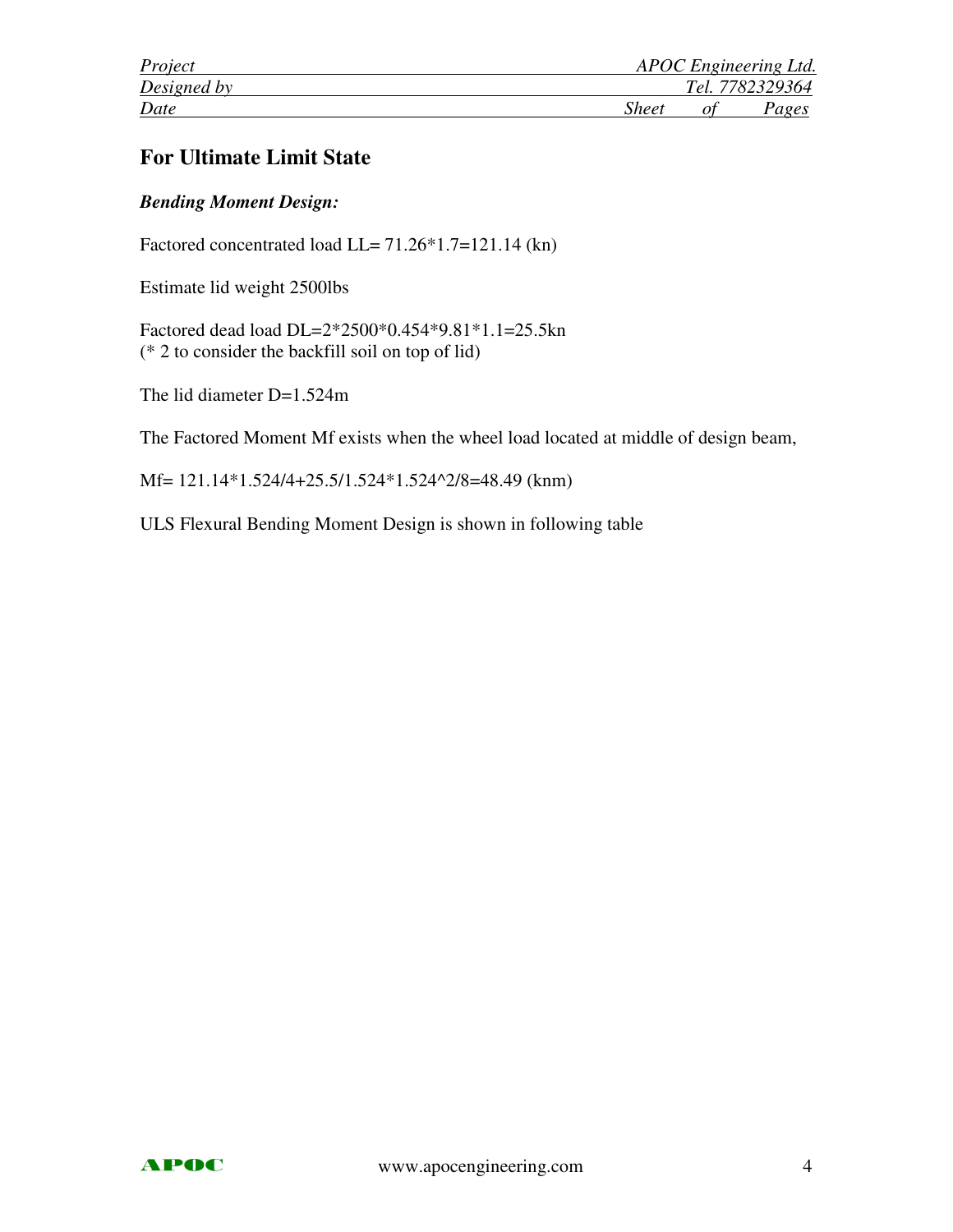## For Ultimate Limit State

***Bending Moment Design:***

Factored concentrated load LL= 71.26*1.7=121.14 (kn)

Estimate lid weight 2500lbs

Factored dead load DL=2*2500*0.454*9.81*1.1=25.5kn
(* 2 to consider the backfill soil on top of lid)

The lid diameter D=1.524m

The Factored Moment Mf exists when the wheel load located at middle of design beam,

Mf= 121.14*1.524/4+25.5/1.524*1.524^2/8=48.49 (knm)

ULS Flexural Bending Moment Design is shown in following table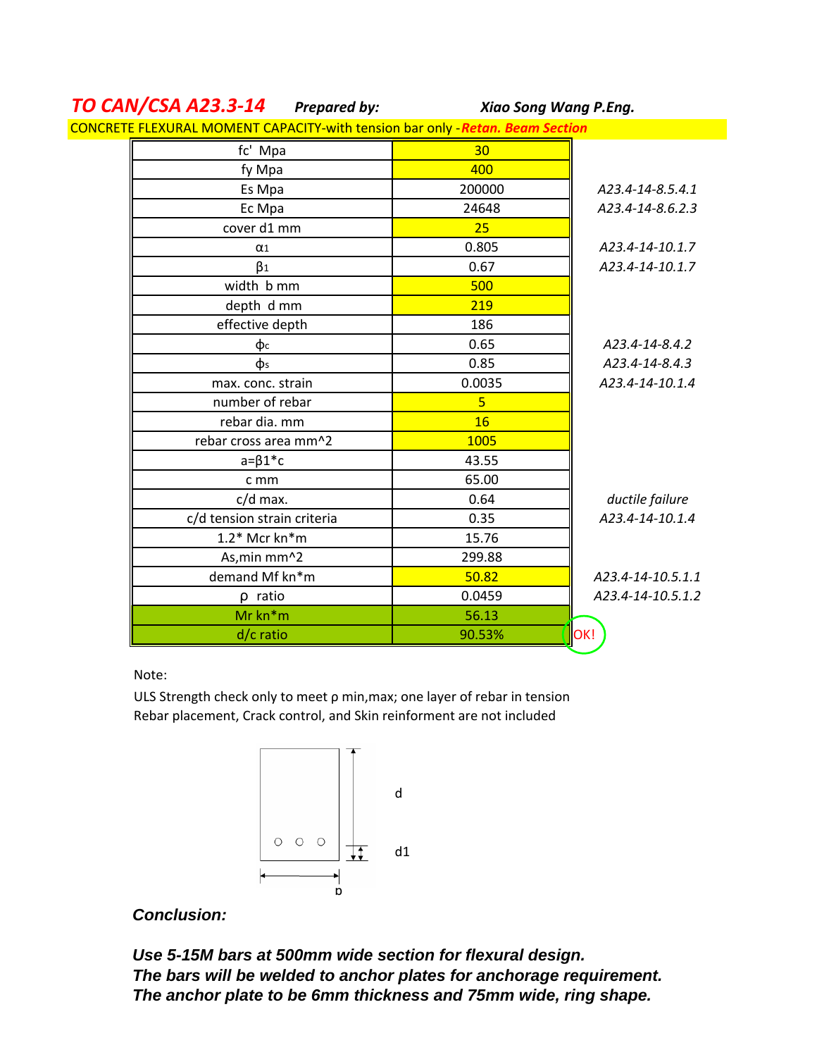# *TO CAN/CSA A23.3-14* **Prepared by:** ***Xiao Song Wang P.Eng.***

CONCRETE FLEXURAL MOMENT CAPACITY-with tension bar only -***Retan. Beam Section***

| Parameter | Value | Reference |
|---|---|---|
| fc' Mpa | 30 | |
| fy Mpa | 400 | |
| Es Mpa | 200000 | *A23.4-14-8.5.4.1* |
| Ec Mpa | 24648 | *A23.4-14-8.6.2.3* |
| cover d1 mm | 25 | |
| $\alpha_1$ | 0.805 | *A23.4-14-10.1.7* |
| $\beta_1$ | 0.67 | *A23.4-14-10.1.7* |
| width b mm | 500 | |
| depth d mm | 219 | |
| effective depth | 186 | |
| $\phi_c$ | 0.65 | *A23.4-14-8.4.2* |
| $\phi_s$ | 0.85 | *A23.4-14-8.4.3* |
| max. conc. strain | 0.0035 | *A23.4-14-10.1.4* |
| number of rebar | 5 | |
| rebar dia. mm | 16 | |
| rebar cross area mm^2 | 1005 | |
| a=β1*c | 43.55 | |
| c mm | 65.00 | |
| c/d max. | 0.64 | *ductile failure* |
| c/d tension strain criteria | 0.35 | *A23.4-14-10.1.4* |
| 1.2* Mcr kn*m | 15.76 | |
| As,min mm^2 | 299.88 | |
| demand Mf kn*m | 50.82 | *A23.4-14-10.5.1.1* |
| ρ ratio | 0.0459 | *A23.4-14-10.5.1.2* |
| Mr kn*m | 56.13 | |
| d/c ratio | 90.53% | OK! |

Note:

ULS Strength check only to meet ρ min,max; one layer of rebar in tension
Rebar placement, Crack control, and Skin reinforment are not included

d

d1

b

## *Conclusion:*

***Use 5-15M bars at 500mm wide section for flexural design.***
***The bars will be welded to anchor plates for anchorage requirement.***
***The anchor plate to be 6mm thickness and 75mm wide, ring shape.***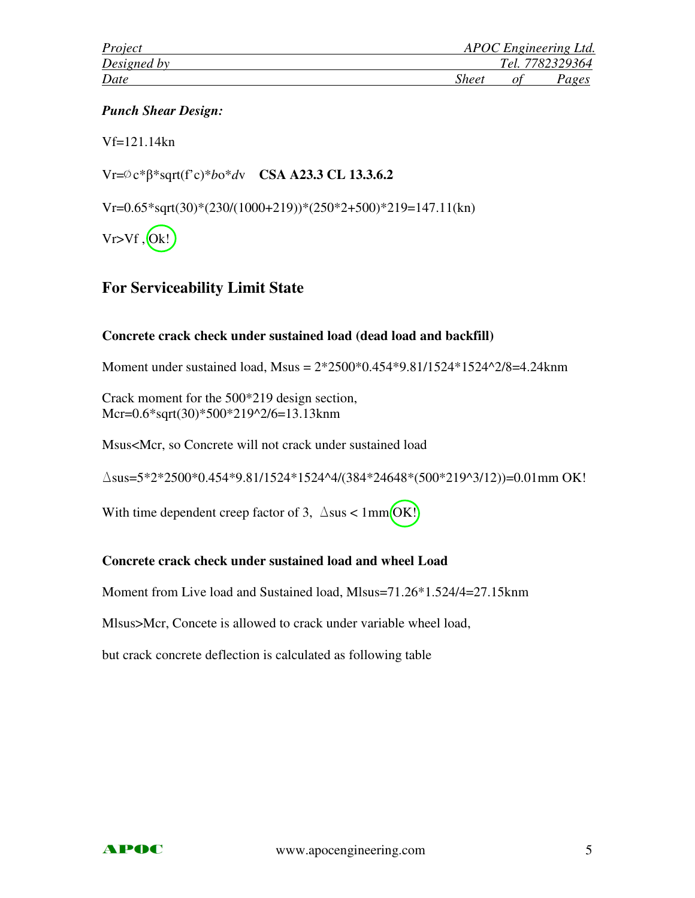***Punch Shear Design:***

Vf=121.14kn

Vr=∅c*β*sqrt(f'c)**b*o**d*v **CSA A23.3 CL 13.3.6.2**

Vr=0.65*sqrt(30)*(230/(1000+219))*(250*2+500)*219=147.11(kn)

Vr>Vf , Ok!

## For Serviceability Limit State

### Concrete crack check under sustained load (dead load and backfill)

Moment under sustained load, Msus = 2*2500*0.454*9.81/1524*1524^2/8=4.24knm

Crack moment for the 500*219 design section,
Mcr=0.6*sqrt(30)*500*219^2/6=13.13knm

Msus<Mcr, so Concrete will not crack under sustained load

△sus=5*2*2500*0.454*9.81/1524*1524^4/(384*24648*(500*219^3/12))=0.01mm OK!

With time dependent creep factor of 3, △sus < 1mm OK!

### Concrete crack check under sustained load and wheel Load

Moment from Live load and Sustained load, Mlsus=71.26*1.524/4=27.15knm

Mlsus>Mcr, Concete is allowed to crack under variable wheel load,

but crack concrete deflection is calculated as following table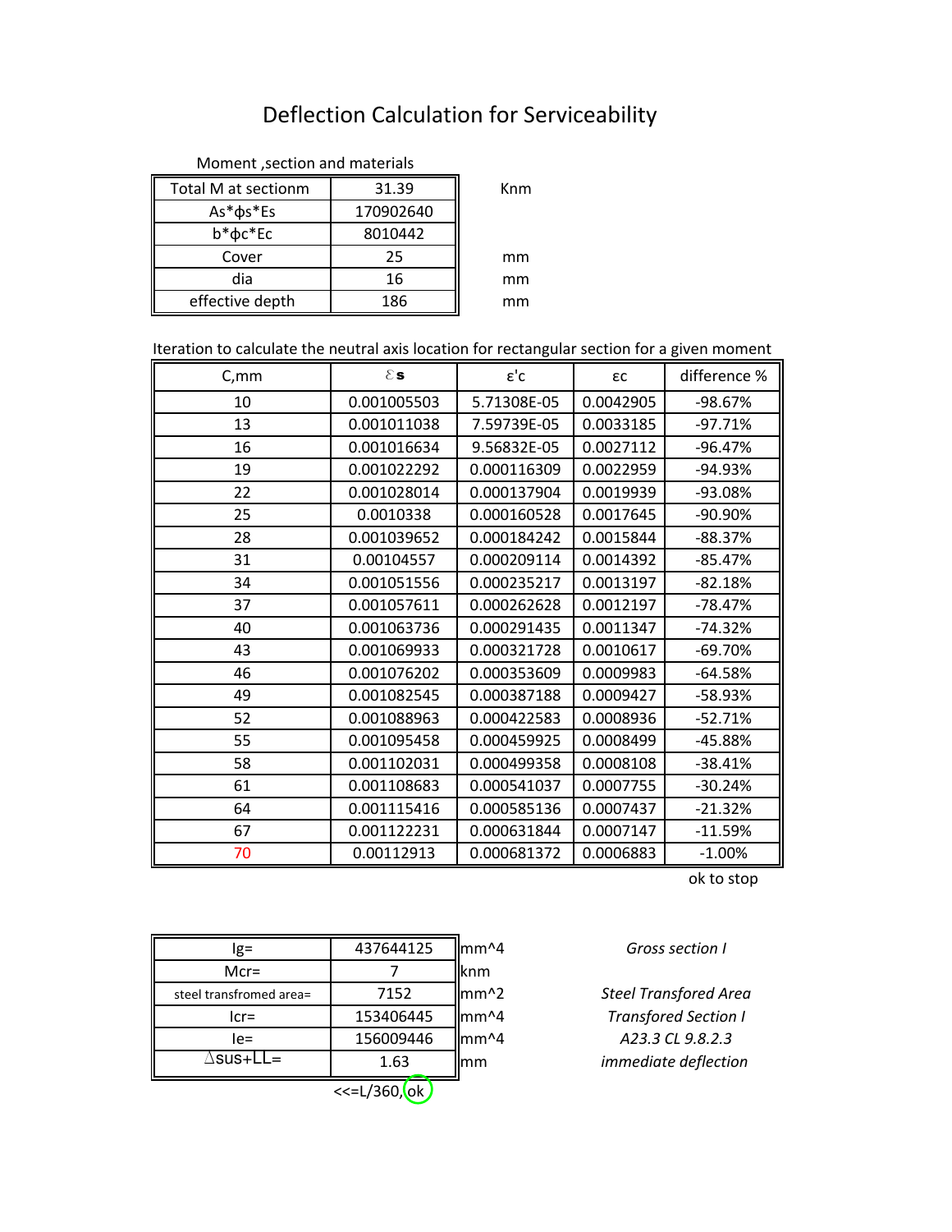# Deflection Calculation for Serviceability

Moment ,section and materials

| Total M at sectionm | 31.39 | Knm |
|---|---|---|
| As\*ϕs\*Es | 170902640 | |
| b\*ϕc\*Ec | 8010442 | |
| Cover | 25 | mm |
| dia | 16 | mm |
| effective depth | 186 | mm |

Iteration to calculate the neutral axis location for rectangular section for a given moment

| C,mm | $\varepsilon_s$ | ε'c | εc | difference % |
|---|---|---|---|---|
| 10 | 0.001005503 | 5.71308E-05 | 0.0042905 | -98.67% |
| 13 | 0.001011038 | 7.59739E-05 | 0.0033185 | -97.71% |
| 16 | 0.001016634 | 9.56832E-05 | 0.0027112 | -96.47% |
| 19 | 0.001022292 | 0.000116309 | 0.0022959 | -94.93% |
| 22 | 0.001028014 | 0.000137904 | 0.0019939 | -93.08% |
| 25 | 0.0010338 | 0.000160528 | 0.0017645 | -90.90% |
| 28 | 0.001039652 | 0.000184242 | 0.0015844 | -88.37% |
| 31 | 0.00104557 | 0.000209114 | 0.0014392 | -85.47% |
| 34 | 0.001051556 | 0.000235217 | 0.0013197 | -82.18% |
| 37 | 0.001057611 | 0.000262628 | 0.0012197 | -78.47% |
| 40 | 0.001063736 | 0.000291435 | 0.0011347 | -74.32% |
| 43 | 0.001069933 | 0.000321728 | 0.0010617 | -69.70% |
| 46 | 0.001076202 | 0.000353609 | 0.0009983 | -64.58% |
| 49 | 0.001082545 | 0.000387188 | 0.0009427 | -58.93% |
| 52 | 0.001088963 | 0.000422583 | 0.0008936 | -52.71% |
| 55 | 0.001095458 | 0.000459925 | 0.0008499 | -45.88% |
| 58 | 0.001102031 | 0.000499358 | 0.0008108 | -38.41% |
| 61 | 0.001108683 | 0.000541037 | 0.0007755 | -30.24% |
| 64 | 0.001115416 | 0.000585136 | 0.0007437 | -21.32% |
| 67 | 0.001122231 | 0.000631844 | 0.0007147 | -11.59% |
| 70 | 0.00112913 | 0.000681372 | 0.0006883 | -1.00% |

ok to stop

| | | | |
|---|---|---|---|
| Ig= | 437644125 | mm^4 | *Gross section I* |
| Mcr= | 7 | knm | |
| steel transfromed area= | 7152 | mm^2 | *Steel Transfored Area* |
| Icr= | 153406445 | mm^4 | *Transfored Section I* |
| Ie= | 156009446 | mm^4 | *A23.3 CL 9.8.2.3* |
| ∆sus+LL= | 1.63 | mm | *immediate deflection* |

<<=L/360, ok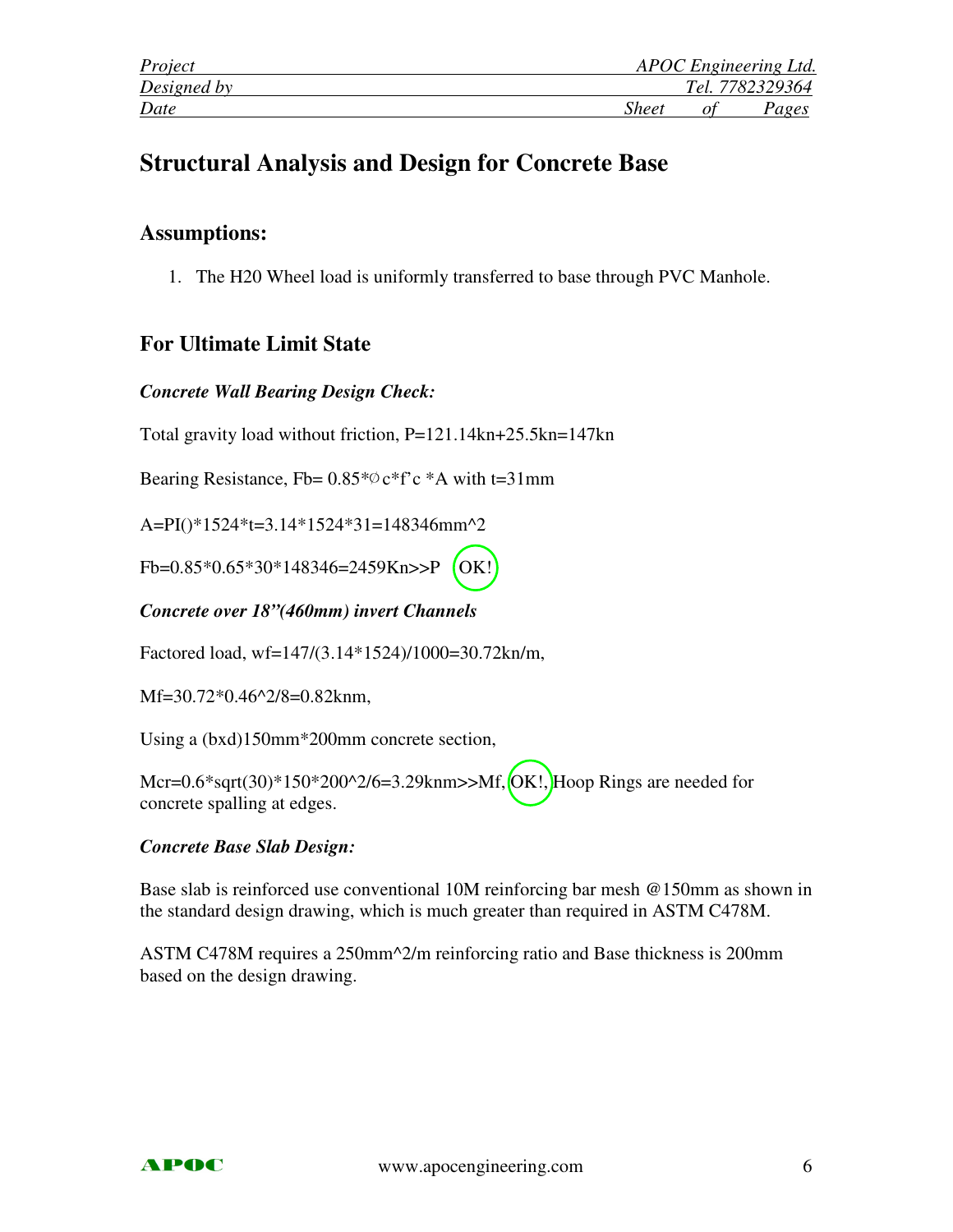# Structural Analysis and Design for Concrete Base

## Assumptions:

1. The H20 Wheel load is uniformly transferred to base through PVC Manhole.

## For Ultimate Limit State

***Concrete Wall Bearing Design Check:***

Total gravity load without friction, P=121.14kn+25.5kn=147kn

Bearing Resistance, Fb= 0.85*∅c*f'c *A with t=31mm

A=PI()*1524*t=3.14*1524*31=148346mm^2

Fb=0.85*0.65*30*148346=2459Kn>>P OK!

***Concrete over 18"(460mm) invert Channels***

Factored load, wf=147/(3.14*1524)/1000=30.72kn/m,

Mf=30.72*0.46^2/8=0.82knm,

Using a (bxd)150mm*200mm concrete section,

Mcr=0.6*sqrt(30)*150*200^2/6=3.29knm>>Mf, OK!, Hoop Rings are needed for concrete spalling at edges.

***Concrete Base Slab Design:***

Base slab is reinforced use conventional 10M reinforcing bar mesh @150mm as shown in the standard design drawing, which is much greater than required in ASTM C478M.

ASTM C478M requires a 250mm^2/m reinforcing ratio and Base thickness is 200mm based on the design drawing.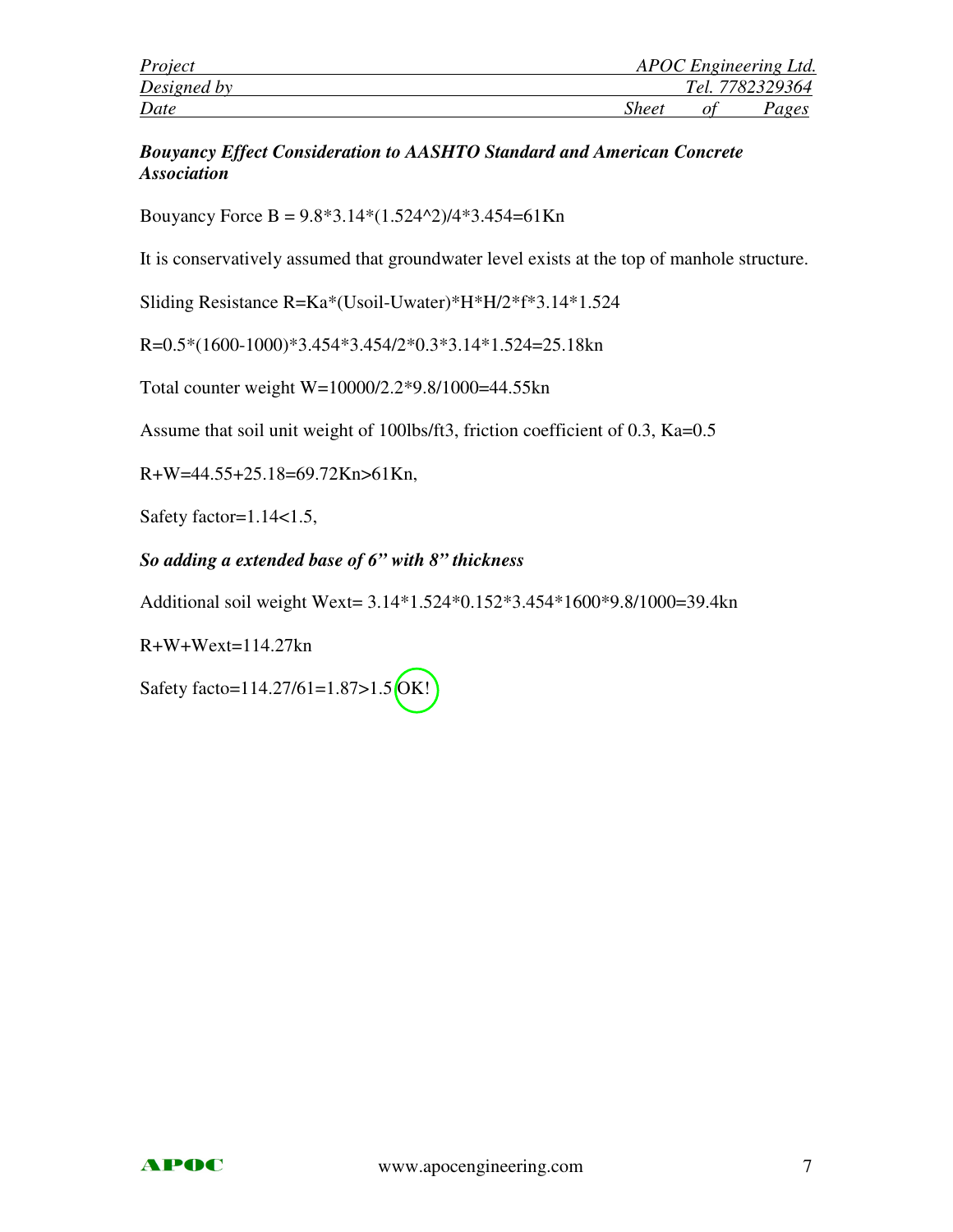***Bouyancy Effect Consideration to AASHTO Standard and American Concrete Association***

Bouyancy Force B = 9.8*3.14*(1.524^2)/4*3.454=61Kn

It is conservatively assumed that groundwater level exists at the top of manhole structure.

Sliding Resistance R=Ka*(Usoil-Uwater)*H*H/2*f*3.14*1.524

R=0.5*(1600-1000)*3.454*3.454/2*0.3*3.14*1.524=25.18kn

Total counter weight W=10000/2.2*9.8/1000=44.55kn

Assume that soil unit weight of 100lbs/ft3, friction coefficient of 0.3, Ka=0.5

R+W=44.55+25.18=69.72Kn>61Kn,

Safety factor=1.14<1.5,

***So adding a extended base of 6" with 8" thickness***

Additional soil weight Wext= 3.14*1.524*0.152*3.454*1600*9.8/1000=39.4kn

R+W+Wext=114.27kn

Safety facto=114.27/61=1.87>1.5 OK!